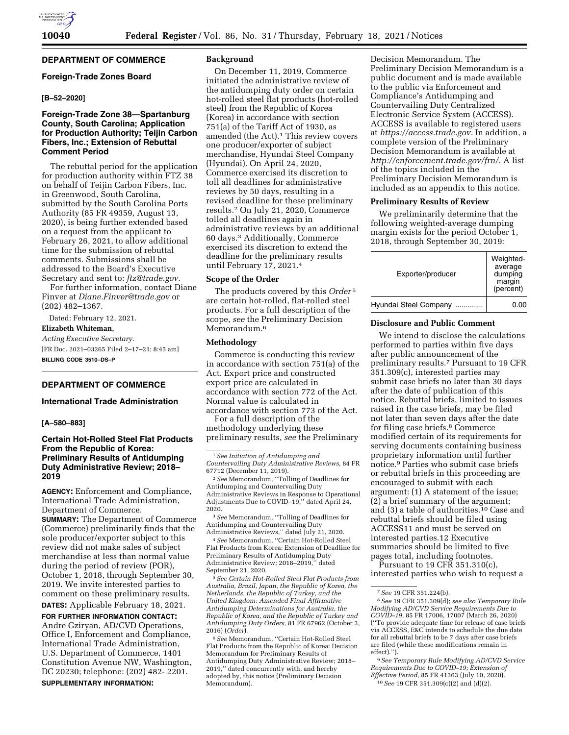## DEPARTMENT OF COMMERCE

### Foreign-Trade Zones Board

**[B–52–2020]**

### Foreign-Trade Zone 38—Spartanburg County, South Carolina; Application for Production Authority; Teijin Carbon Fibers, Inc.; Extension of Rebuttal Comment Period

The rebuttal period for the application for production authority within FTZ 38 on behalf of Teijin Carbon Fibers, Inc. in Greenwood, South Carolina, submitted by the South Carolina Ports Authority (85 FR 49359, August 13, 2020), is being further extended based on a request from the applicant to February 26, 2021, to allow additional time for the submission of rebuttal comments. Submissions shall be addressed to the Board's Executive Secretary and sent to: *ftz@trade.gov.*

For further information, contact Diane Finver at *Diane.Finver@trade.gov* or (202) 482–1367.

Dated: February 12, 2021.

**Elizabeth Whiteman,**

*Acting Executive Secretary.*

[FR Doc. 2021–03265 Filed 2–17–21; 8:45 am]

**BILLING CODE 3510–DS–P**

## DEPARTMENT OF COMMERCE

### International Trade Administration

**[A–580–883]**

### Certain Hot-Rolled Steel Flat Products From the Republic of Korea: Preliminary Results of Antidumping Duty Administrative Review; 2018–2019

**AGENCY:** Enforcement and Compliance, International Trade Administration, Department of Commerce.

**SUMMARY:** The Department of Commerce (Commerce) preliminarily finds that the sole producer/exporter subject to this review did not make sales of subject merchandise at less than normal value during the period of review (POR), October 1, 2018, through September 30, 2019. We invite interested parties to comment on these preliminary results.

**DATES:** Applicable February 18, 2021.

**FOR FURTHER INFORMATION CONTACT:** Andre Gziryan, AD/CVD Operations, Office I, Enforcement and Compliance, International Trade Administration, U.S. Department of Commerce, 1401 Constitution Avenue NW, Washington, DC 20230; telephone: (202) 482- 2201.

**SUPPLEMENTARY INFORMATION:**

**Background**

On December 11, 2019, Commerce initiated the administrative review of the antidumping duty order on certain hot-rolled steel flat products (hot-rolled steel) from the Republic of Korea (Korea) in accordance with section 751(a) of the Tariff Act of 1930, as amended (the Act).[1] This review covers one producer/exporter of subject merchandise, Hyundai Steel Company (Hyundai). On April 24, 2020, Commerce exercised its discretion to toll all deadlines for administrative reviews by 50 days, resulting in a revised deadline for these preliminary results.[2] On July 21, 2020, Commerce tolled all deadlines again in administrative reviews by an additional 60 days.[3] Additionally, Commerce exercised its discretion to extend the deadline for the preliminary results until February 17, 2021.[4]

**Scope of the Order**

The products covered by this *Order*[5] are certain hot-rolled, flat-rolled steel products. For a full description of the scope, *see* the Preliminary Decision Memorandum.[6]

**Methodology**

Commerce is conducting this review in accordance with section 751(a) of the Act. Export price and constructed export price are calculated in accordance with section 772 of the Act. Normal value is calculated in accordance with section 773 of the Act.

For a full description of the methodology underlying these preliminary results, *see* the Preliminary Decision Memorandum. The Preliminary Decision Memorandum is a public document and is made available to the public via Enforcement and Compliance's Antidumping and Countervailing Duty Centralized Electronic Service System (ACCESS). ACCESS is available to registered users at *https://access.trade.gov.* In addition, a complete version of the Preliminary Decision Memorandum is available at *http://enforcement.trade.gov/frn/.* A list of the topics included in the Preliminary Decision Memorandum is included as an appendix to this notice.

**Preliminary Results of Review**

We preliminarily determine that the following weighted-average dumping margin exists for the period October 1, 2018, through September 30, 2019:

| Exporter/producer | Weighted-average dumping margin (percent) |
|---|---|
| Hyundai Steel Company ............. | 0.00 |

**Disclosure and Public Comment**

We intend to disclose the calculations performed to parties within five days after public announcement of the preliminary results.[7] Pursuant to 19 CFR 351.309(c), interested parties may submit case briefs no later than 30 days after the date of publication of this notice. Rebuttal briefs, limited to issues raised in the case briefs, may be filed not later than seven days after the date for filing case briefs.[8] Commerce modified certain of its requirements for serving documents containing business proprietary information until further notice.[9] Parties who submit case briefs or rebuttal briefs in this proceeding are encouraged to submit with each argument: (1) A statement of the issue; (2) a brief summary of the argument; and (3) a table of authorities.[10] Case and rebuttal briefs should be filed using ACCESS11 and must be served on interested parties.12 Executive summaries should be limited to five pages total, including footnotes.

Pursuant to 19 CFR 351.310(c), interested parties who wish to request a

---

[1] *See Initiation of Antidumping and Countervailing Duty Administrative Reviews,* 84 FR 67712 (December 11, 2019).

[2] *See* Memorandum, ''Tolling of Deadlines for Antidumping and Countervailing Duty Administrative Reviews in Response to Operational Adjustments Due to COVID–19,'' dated April 24, 2020.

[3] *See* Memorandum, ''Tolling of Deadlines for Antidumping and Countervailing Duty Administrative Reviews,'' dated July 21, 2020.

[4] *See* Memorandum, ''Certain Hot-Rolled Steel Flat Products from Korea: Extension of Deadline for Preliminary Results of Antidumping Duty Administrative Review; 2018–2019,'' dated September 21, 2020.

[5] *See Certain Hot-Rolled Steel Flat Products from Australia, Brazil, Japan, the Republic of Korea, the Netherlands, the Republic of Turkey, and the United Kingdom: Amended Final Affirmative Antidumping Determinations for Australia, the Republic of Korea, and the Republic of Turkey and Antidumping Duty Orders,* 81 FR 67962 (October 3, 2016) (*Order*).

[6] *See* Memorandum, ''Certain Hot-Rolled Steel Flat Products from the Republic of Korea: Decision Memorandum for Preliminary Results of Antidumping Duty Administrative Review; 2018–2019,'' dated concurrently with, and hereby adopted by, this notice (Preliminary Decision Memorandum).

[7] *See* 19 CFR 351.224(b).

[8] *See* 19 CFR 351.309(d); *see also Temporary Rule Modifying AD/CVD Service Requirements Due to COVID–19,* 85 FR 17006, 17007 (March 26, 2020) (''To provide adequate time for release of case briefs via ACCESS, E&C intends to schedule the due date for all rebuttal briefs to be 7 days after case briefs are filed (while these modifications remain in effect).'').

[9] *See Temporary Rule Modifying AD/CVD Service Requirements Due to COVID–19; Extension of Effective Period,* 85 FR 41363 (July 10, 2020).

[10] *See* 19 CFR 351.309(c)(2) and (d)(2).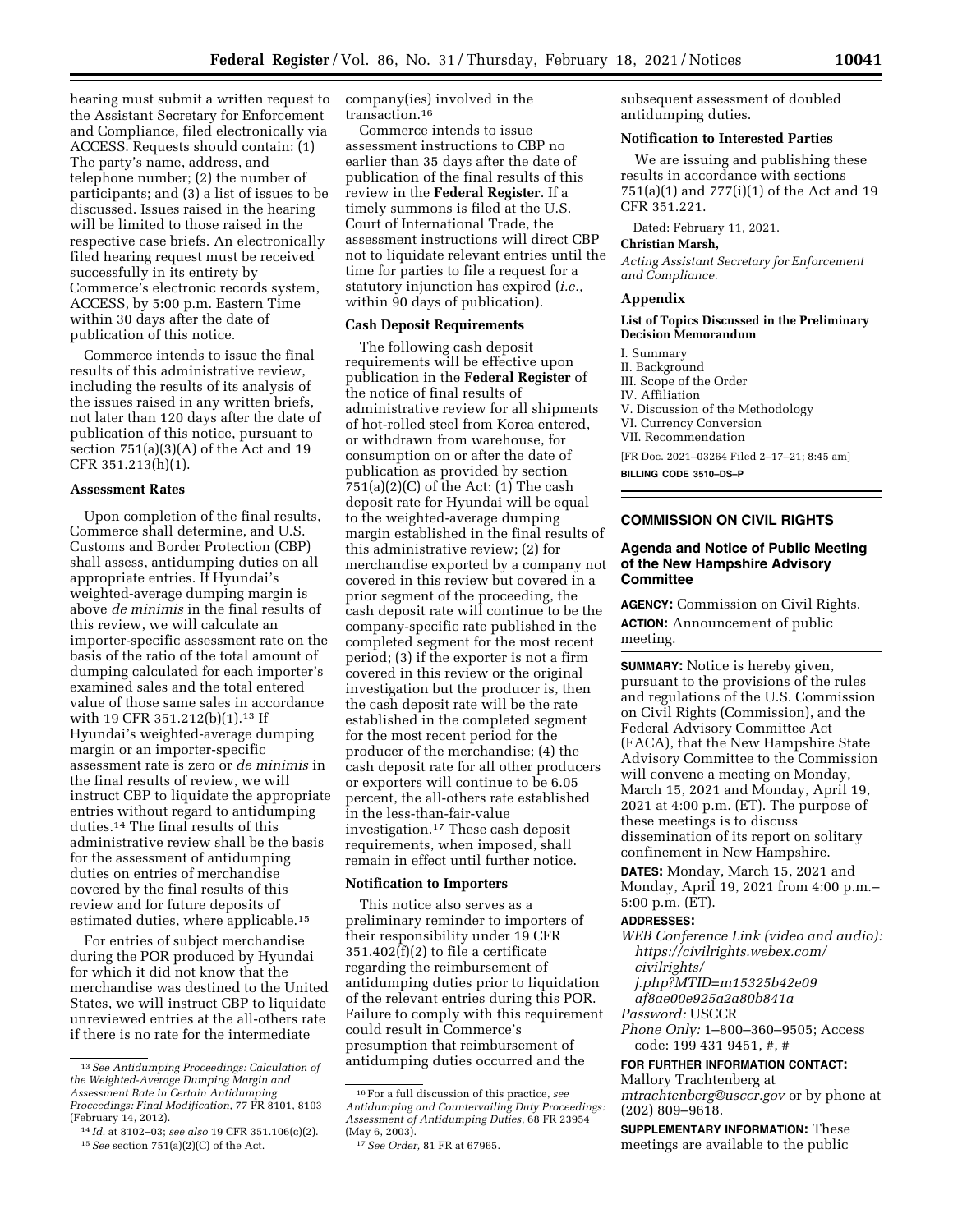hearing must submit a written request to the Assistant Secretary for Enforcement and Compliance, filed electronically via ACCESS. Requests should contain: (1) The party's name, address, and telephone number; (2) the number of participants; and (3) a list of issues to be discussed. Issues raised in the hearing will be limited to those raised in the respective case briefs. An electronically filed hearing request must be received successfully in its entirety by Commerce's electronic records system, ACCESS, by 5:00 p.m. Eastern Time within 30 days after the date of publication of this notice.

Commerce intends to issue the final results of this administrative review, including the results of its analysis of the issues raised in any written briefs, not later than 120 days after the date of publication of this notice, pursuant to section 751(a)(3)(A) of the Act and 19 CFR 351.213(h)(1).

### Assessment Rates

Upon completion of the final results, Commerce shall determine, and U.S. Customs and Border Protection (CBP) shall assess, antidumping duties on all appropriate entries. If Hyundai's weighted-average dumping margin is above *de minimis* in the final results of this review, we will calculate an importer-specific assessment rate on the basis of the ratio of the total amount of dumping calculated for each importer's examined sales and the total entered value of those same sales in accordance with 19 CFR 351.212(b)(1).[13] If Hyundai's weighted-average dumping margin or an importer-specific assessment rate is zero or *de minimis* in the final results of review, we will instruct CBP to liquidate the appropriate entries without regard to antidumping duties.[14] The final results of this administrative review shall be the basis for the assessment of antidumping duties on entries of merchandise covered by the final results of this review and for future deposits of estimated duties, where applicable.[15]

For entries of subject merchandise during the POR produced by Hyundai for which it did not know that the merchandise was destined to the United States, we will instruct CBP to liquidate unreviewed entries at the all-others rate if there is no rate for the intermediate company(ies) involved in the transaction.[16]

Commerce intends to issue assessment instructions to CBP no earlier than 35 days after the date of publication of the final results of this review in the **Federal Register**. If a timely summons is filed at the U.S. Court of International Trade, the assessment instructions will direct CBP not to liquidate relevant entries until the time for parties to file a request for a statutory injunction has expired (*i.e.,* within 90 days of publication).

### Cash Deposit Requirements

The following cash deposit requirements will be effective upon publication in the **Federal Register** of the notice of final results of administrative review for all shipments of hot-rolled steel from Korea entered, or withdrawn from warehouse, for consumption on or after the date of publication as provided by section 751(a)(2)(C) of the Act: (1) The cash deposit rate for Hyundai will be equal to the weighted-average dumping margin established in the final results of this administrative review; (2) for merchandise exported by a company not covered in this review but covered in a prior segment of the proceeding, the cash deposit rate will continue to be the company-specific rate published in the completed segment for the most recent period; (3) if the exporter is not a firm covered in this review or the original investigation but the producer is, then the cash deposit rate will be the rate established in the completed segment for the most recent period for the producer of the merchandise; (4) the cash deposit rate for all other producers or exporters will continue to be 6.05 percent, the all-others rate established in the less-than-fair-value investigation.[17] These cash deposit requirements, when imposed, shall remain in effect until further notice.

### Notification to Importers

This notice also serves as a preliminary reminder to importers of their responsibility under 19 CFR 351.402(f)(2) to file a certificate regarding the reimbursement of antidumping duties prior to liquidation of the relevant entries during this POR. Failure to comply with this requirement could result in Commerce's presumption that reimbursement of antidumping duties occurred and the subsequent assessment of doubled antidumping duties.

### Notification to Interested Parties

We are issuing and publishing these results in accordance with sections 751(a)(1) and 777(i)(1) of the Act and 19 CFR 351.221.

Dated: February 11, 2021.

**Christian Marsh,**

*Acting Assistant Secretary for Enforcement and Compliance.*

### Appendix

#### List of Topics Discussed in the Preliminary Decision Memorandum

I. Summary
II. Background
III. Scope of the Order
IV. Affiliation
V. Discussion of the Methodology
VI. Currency Conversion
VII. Recommendation

[FR Doc. 2021–03264 Filed 2–17–21; 8:45 am]

**BILLING CODE 3510–DS–P**

---

[13] *See Antidumping Proceedings: Calculation of the Weighted-Average Dumping Margin and Assessment Rate in Certain Antidumping Proceedings: Final Modification,* 77 FR 8101, 8103 (February 14, 2012).

[14] *Id.* at 8102–03; *see also* 19 CFR 351.106(c)(2).

[15] *See* section 751(a)(2)(C) of the Act.

[16] For a full discussion of this practice, *see Antidumping and Countervailing Duty Proceedings: Assessment of Antidumping Duties,* 68 FR 23954 (May 6, 2003).

[17] *See Order,* 81 FR at 67965.

---

## COMMISSION ON CIVIL RIGHTS

### Agenda and Notice of Public Meeting of the New Hampshire Advisory Committee

**AGENCY:** Commission on Civil Rights.

**ACTION:** Announcement of public meeting.

**SUMMARY:** Notice is hereby given, pursuant to the provisions of the rules and regulations of the U.S. Commission on Civil Rights (Commission), and the Federal Advisory Committee Act (FACA), that the New Hampshire State Advisory Committee to the Commission will convene a meeting on Monday, March 15, 2021 and Monday, April 19, 2021 at 4:00 p.m. (ET). The purpose of these meetings is to discuss dissemination of its report on solitary confinement in New Hampshire.

**DATES:** Monday, March 15, 2021 and Monday, April 19, 2021 from 4:00 p.m.–5:00 p.m. (ET).

**ADDRESSES:**

*WEB Conference Link (video and audio): https://civilrights.webex.com/civilrights/j.php?MTID=m15325b42e09af8ae00e925a2a80b841a*

*Password:* USCCR

*Phone Only:* 1–800–360–9505; Access code: 199 431 9451, #, #

**FOR FURTHER INFORMATION CONTACT:** Mallory Trachtenberg at *mtrachtenberg@usccr.gov* or by phone at (202) 809–9618.

**SUPPLEMENTARY INFORMATION:** These meetings are available to the public